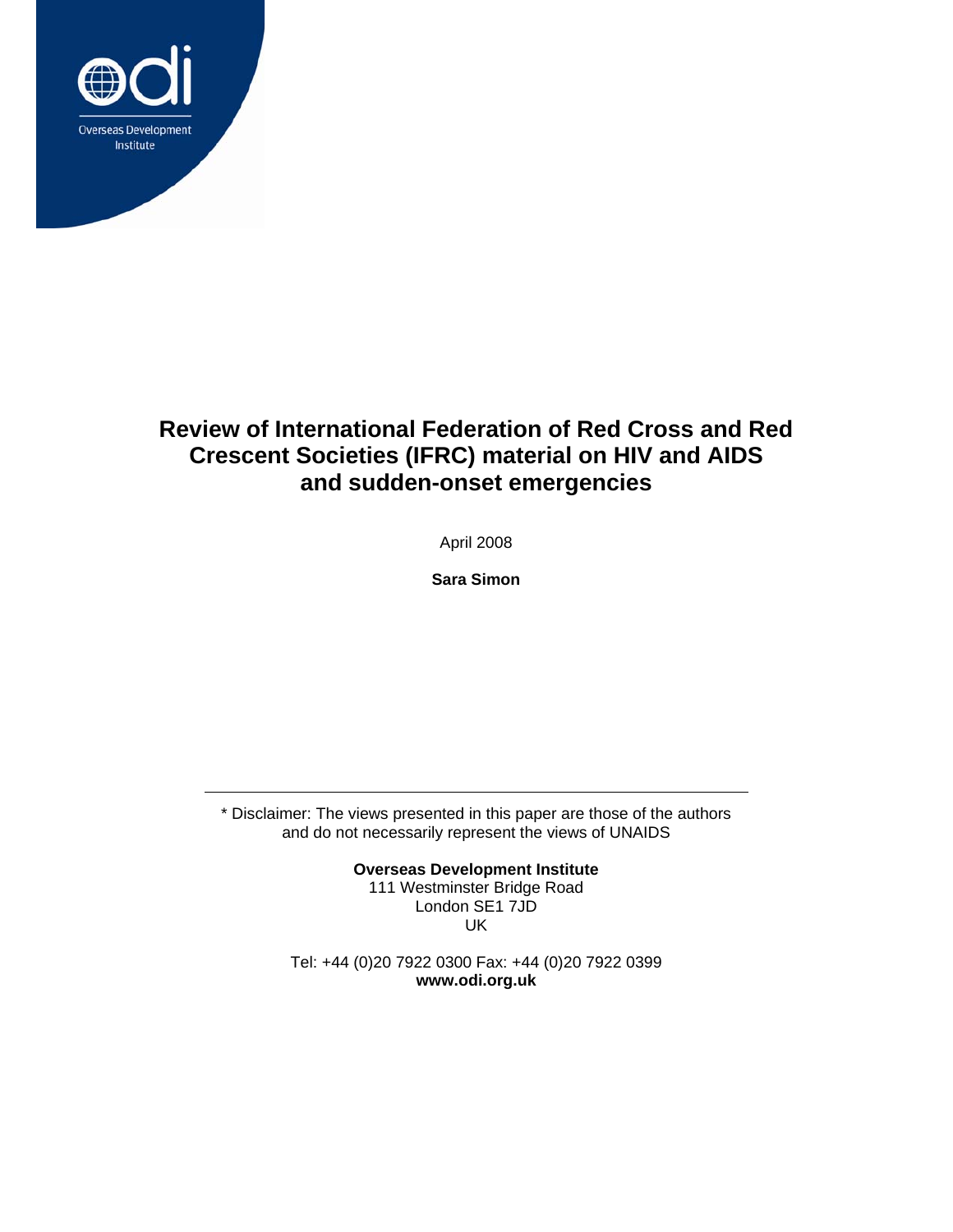Overseas Development Institute

# Review of International Federation of Red Cross and Red Crescent Societies (IFRC) material on HIV and AIDS and sudden-onset emergencies

April 2008

**Sara Simon**

---

* Disclaimer: The views presented in this paper are those of the authors and do not necessarily represent the views of UNAIDS

**Overseas Development Institute**
111 Westminster Bridge Road
London SE1 7JD
UK

Tel: +44 (0)20 7922 0300 Fax: +44 (0)20 7922 0399
**www.odi.org.uk**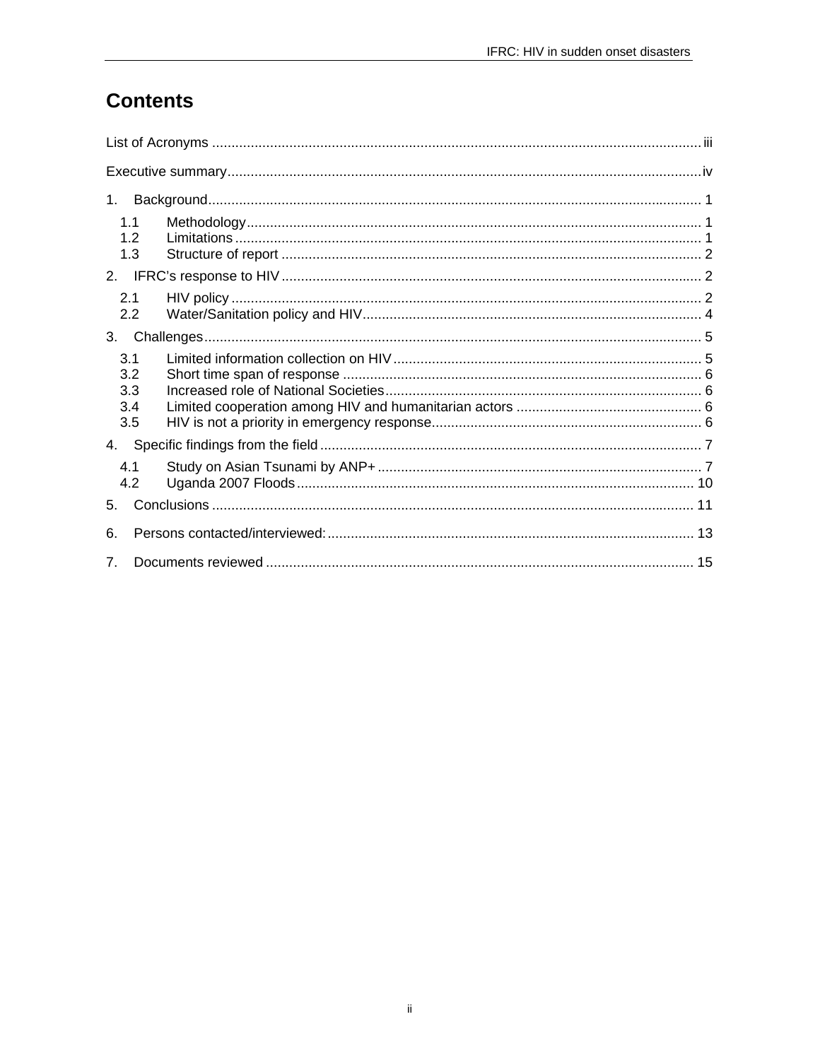# Contents

List of Acronyms ..... iii

Executive summary ..... iv

1. Background ..... 1
   - 1.1 Methodology ..... 1
   - 1.2 Limitations ..... 1
   - 1.3 Structure of report ..... 2
2. IFRC's response to HIV ..... 2
   - 2.1 HIV policy ..... 2
   - 2.2 Water/Sanitation policy and HIV ..... 4
3. Challenges ..... 5
   - 3.1 Limited information collection on HIV ..... 5
   - 3.2 Short time span of response ..... 6
   - 3.3 Increased role of National Societies ..... 6
   - 3.4 Limited cooperation among HIV and humanitarian actors ..... 6
   - 3.5 HIV is not a priority in emergency response ..... 6
4. Specific findings from the field ..... 7
   - 4.1 Study on Asian Tsunami by ANP+ ..... 7
   - 4.2 Uganda 2007 Floods ..... 10
5. Conclusions ..... 11
6. Persons contacted/interviewed: ..... 13
7. Documents reviewed ..... 15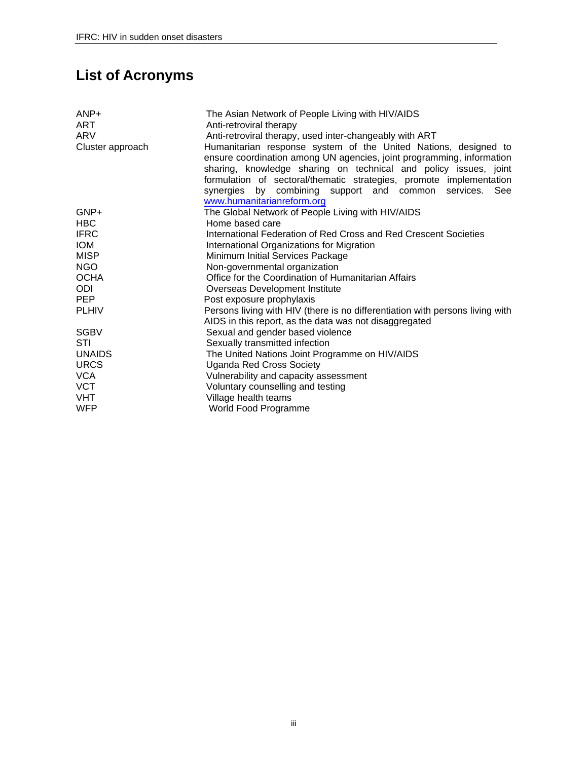# List of Acronyms

| | |
|---|---|
| ANP+ | The Asian Network of People Living with HIV/AIDS |
| ART | Anti-retroviral therapy |
| ARV | Anti-retroviral therapy, used inter-changeably with ART |
| Cluster approach | Humanitarian response system of the United Nations, designed to ensure coordination among UN agencies, joint programming, information sharing, knowledge sharing on technical and policy issues, joint formulation of sectoral/thematic strategies, promote implementation synergies by combining support and common services. See www.humanitarianreform.org |
| GNP+ | The Global Network of People Living with HIV/AIDS |
| HBC | Home based care |
| IFRC | International Federation of Red Cross and Red Crescent Societies |
| IOM | International Organizations for Migration |
| MISP | Minimum Initial Services Package |
| NGO | Non-governmental organization |
| OCHA | Office for the Coordination of Humanitarian Affairs |
| ODI | Overseas Development Institute |
| PEP | Post exposure prophylaxis |
| PLHIV | Persons living with HIV (there is no differentiation with persons living with AIDS in this report, as the data was not disaggregated |
| SGBV | Sexual and gender based violence |
| STI | Sexually transmitted infection |
| UNAIDS | The United Nations Joint Programme on HIV/AIDS |
| URCS | Uganda Red Cross Society |
| VCA | Vulnerability and capacity assessment |
| VCT | Voluntary counselling and testing |
| VHT | Village health teams |
| WFP | World Food Programme |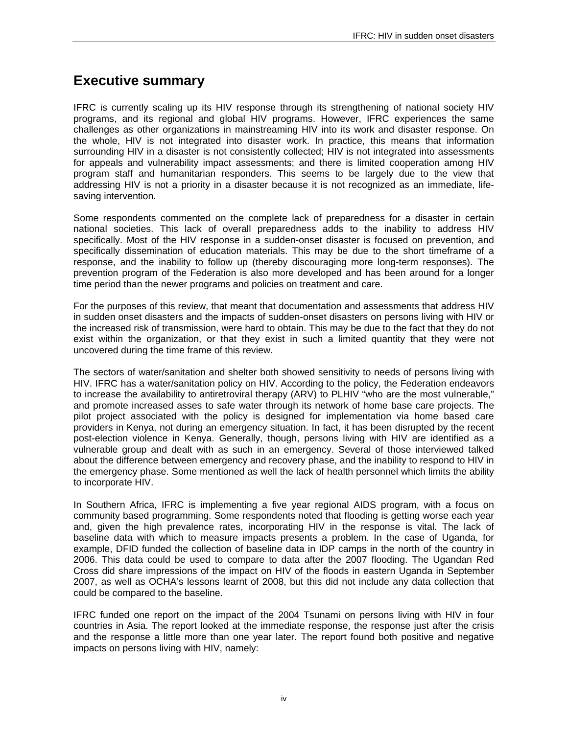## Executive summary

IFRC is currently scaling up its HIV response through its strengthening of national society HIV programs, and its regional and global HIV programs. However, IFRC experiences the same challenges as other organizations in mainstreaming HIV into its work and disaster response. On the whole, HIV is not integrated into disaster work. In practice, this means that information surrounding HIV in a disaster is not consistently collected; HIV is not integrated into assessments for appeals and vulnerability impact assessments; and there is limited cooperation among HIV program staff and humanitarian responders. This seems to be largely due to the view that addressing HIV is not a priority in a disaster because it is not recognized as an immediate, life-saving intervention.

Some respondents commented on the complete lack of preparedness for a disaster in certain national societies. This lack of overall preparedness adds to the inability to address HIV specifically. Most of the HIV response in a sudden-onset disaster is focused on prevention, and specifically dissemination of education materials. This may be due to the short timeframe of a response, and the inability to follow up (thereby discouraging more long-term responses). The prevention program of the Federation is also more developed and has been around for a longer time period than the newer programs and policies on treatment and care.

For the purposes of this review, that meant that documentation and assessments that address HIV in sudden onset disasters and the impacts of sudden-onset disasters on persons living with HIV or the increased risk of transmission, were hard to obtain. This may be due to the fact that they do not exist within the organization, or that they exist in such a limited quantity that they were not uncovered during the time frame of this review.

The sectors of water/sanitation and shelter both showed sensitivity to needs of persons living with HIV. IFRC has a water/sanitation policy on HIV. According to the policy, the Federation endeavors to increase the availability to antiretroviral therapy (ARV) to PLHIV "who are the most vulnerable," and promote increased asses to safe water through its network of home base care projects. The pilot project associated with the policy is designed for implementation via home based care providers in Kenya, not during an emergency situation. In fact, it has been disrupted by the recent post-election violence in Kenya. Generally, though, persons living with HIV are identified as a vulnerable group and dealt with as such in an emergency. Several of those interviewed talked about the difference between emergency and recovery phase, and the inability to respond to HIV in the emergency phase. Some mentioned as well the lack of health personnel which limits the ability to incorporate HIV.

In Southern Africa, IFRC is implementing a five year regional AIDS program, with a focus on community based programming. Some respondents noted that flooding is getting worse each year and, given the high prevalence rates, incorporating HIV in the response is vital. The lack of baseline data with which to measure impacts presents a problem. In the case of Uganda, for example, DFID funded the collection of baseline data in IDP camps in the north of the country in 2006. This data could be used to compare to data after the 2007 flooding. The Ugandan Red Cross did share impressions of the impact on HIV of the floods in eastern Uganda in September 2007, as well as OCHA's lessons learnt of 2008, but this did not include any data collection that could be compared to the baseline.

IFRC funded one report on the impact of the 2004 Tsunami on persons living with HIV in four countries in Asia. The report looked at the immediate response, the response just after the crisis and the response a little more than one year later. The report found both positive and negative impacts on persons living with HIV, namely: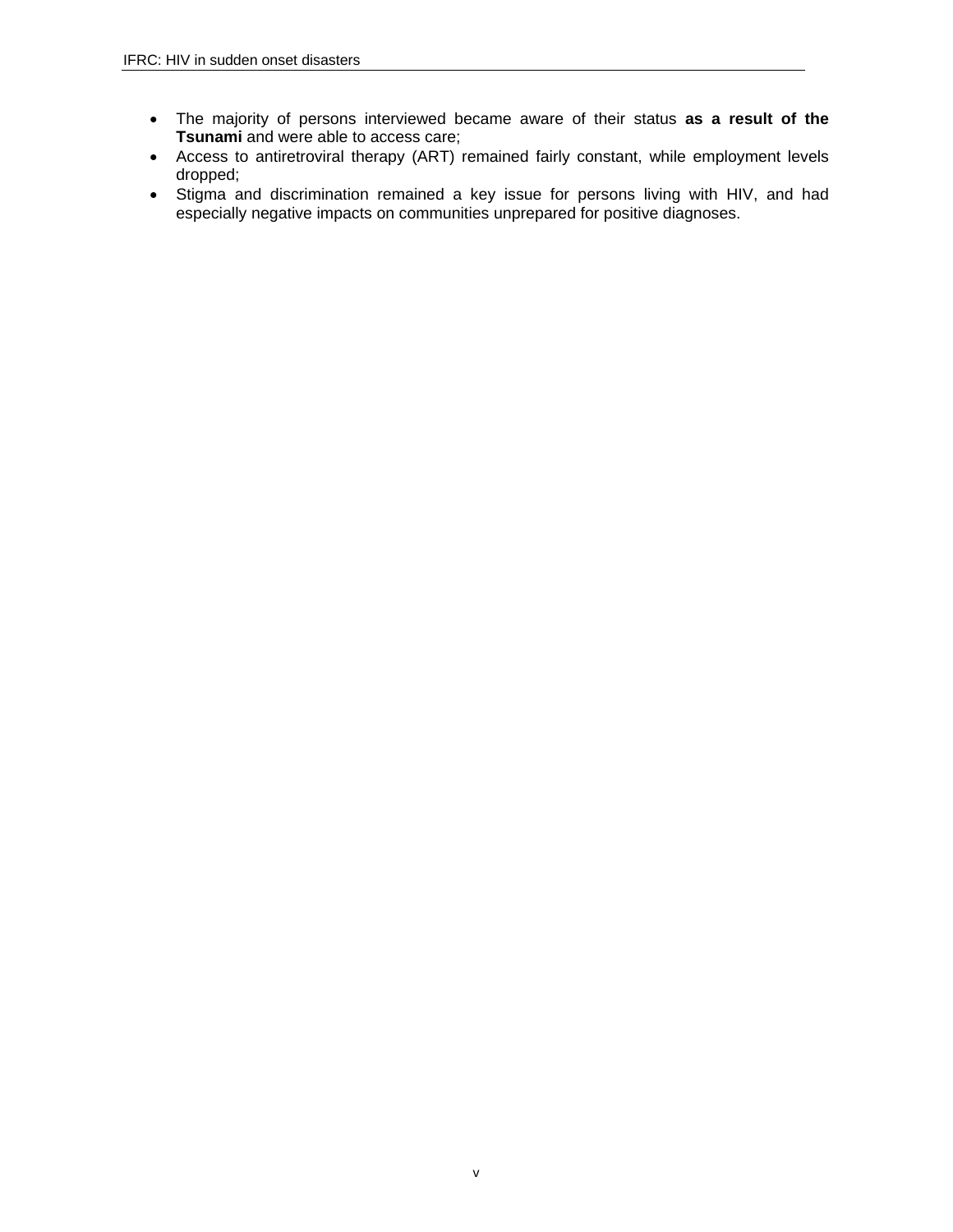- The majority of persons interviewed became aware of their status **as a result of the Tsunami** and were able to access care;
- Access to antiretroviral therapy (ART) remained fairly constant, while employment levels dropped;
- Stigma and discrimination remained a key issue for persons living with HIV, and had especially negative impacts on communities unprepared for positive diagnoses.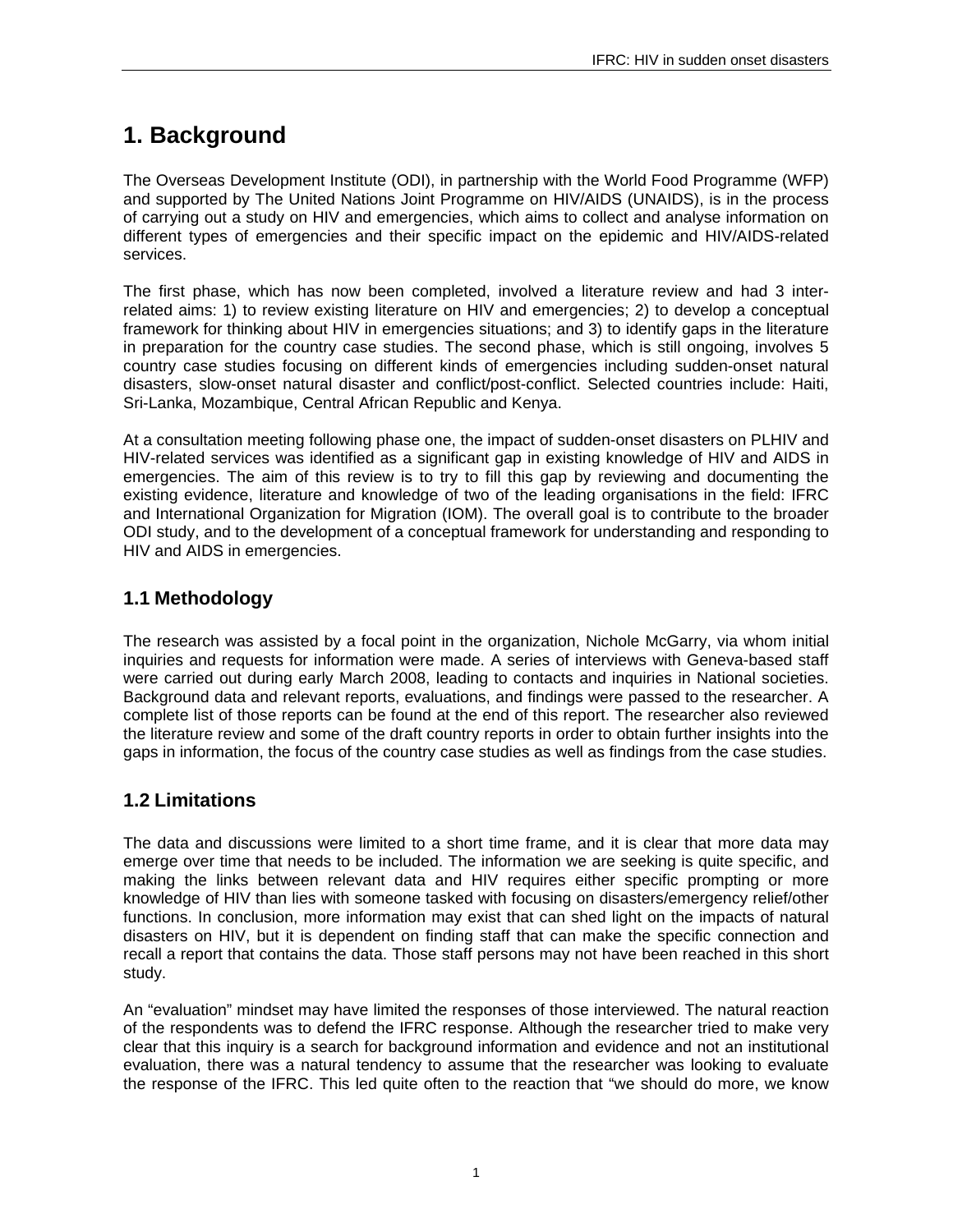# 1. Background

The Overseas Development Institute (ODI), in partnership with the World Food Programme (WFP) and supported by The United Nations Joint Programme on HIV/AIDS (UNAIDS), is in the process of carrying out a study on HIV and emergencies, which aims to collect and analyse information on different types of emergencies and their specific impact on the epidemic and HIV/AIDS-related services.

The first phase, which has now been completed, involved a literature review and had 3 inter-related aims: 1) to review existing literature on HIV and emergencies; 2) to develop a conceptual framework for thinking about HIV in emergencies situations; and 3) to identify gaps in the literature in preparation for the country case studies. The second phase, which is still ongoing, involves 5 country case studies focusing on different kinds of emergencies including sudden-onset natural disasters, slow-onset natural disaster and conflict/post-conflict. Selected countries include: Haiti, Sri-Lanka, Mozambique, Central African Republic and Kenya.

At a consultation meeting following phase one, the impact of sudden-onset disasters on PLHIV and HIV-related services was identified as a significant gap in existing knowledge of HIV and AIDS in emergencies. The aim of this review is to try to fill this gap by reviewing and documenting the existing evidence, literature and knowledge of two of the leading organisations in the field: IFRC and International Organization for Migration (IOM). The overall goal is to contribute to the broader ODI study, and to the development of a conceptual framework for understanding and responding to HIV and AIDS in emergencies.

## 1.1 Methodology

The research was assisted by a focal point in the organization, Nichole McGarry, via whom initial inquiries and requests for information were made. A series of interviews with Geneva-based staff were carried out during early March 2008, leading to contacts and inquiries in National societies. Background data and relevant reports, evaluations, and findings were passed to the researcher. A complete list of those reports can be found at the end of this report. The researcher also reviewed the literature review and some of the draft country reports in order to obtain further insights into the gaps in information, the focus of the country case studies as well as findings from the case studies.

## 1.2 Limitations

The data and discussions were limited to a short time frame, and it is clear that more data may emerge over time that needs to be included. The information we are seeking is quite specific, and making the links between relevant data and HIV requires either specific prompting or more knowledge of HIV than lies with someone tasked with focusing on disasters/emergency relief/other functions. In conclusion, more information may exist that can shed light on the impacts of natural disasters on HIV, but it is dependent on finding staff that can make the specific connection and recall a report that contains the data. Those staff persons may not have been reached in this short study.

An "evaluation" mindset may have limited the responses of those interviewed. The natural reaction of the respondents was to defend the IFRC response. Although the researcher tried to make very clear that this inquiry is a search for background information and evidence and not an institutional evaluation, there was a natural tendency to assume that the researcher was looking to evaluate the response of the IFRC. This led quite often to the reaction that "we should do more, we know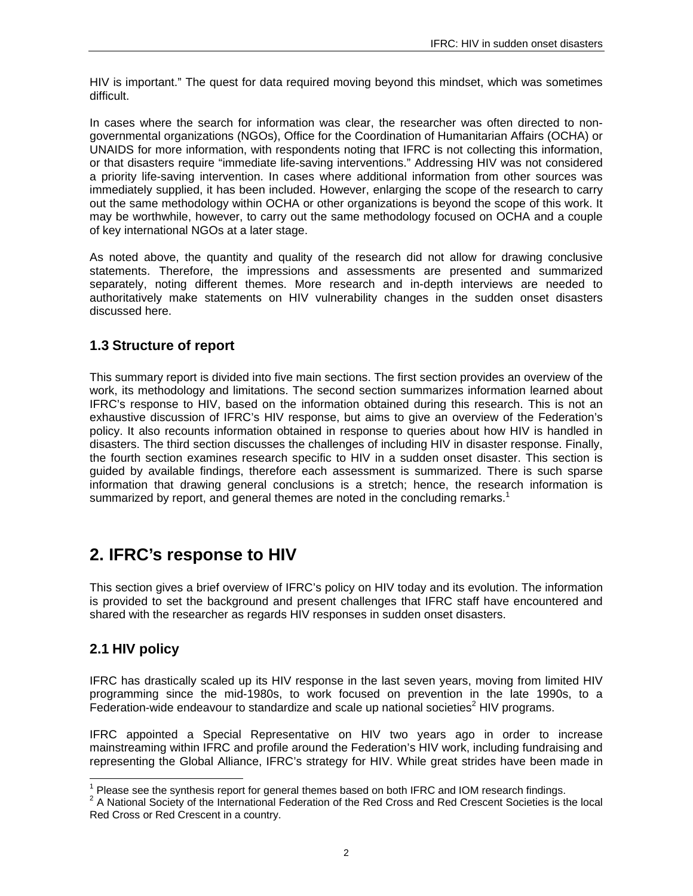HIV is important." The quest for data required moving beyond this mindset, which was sometimes difficult.

In cases where the search for information was clear, the researcher was often directed to non-governmental organizations (NGOs), Office for the Coordination of Humanitarian Affairs (OCHA) or UNAIDS for more information, with respondents noting that IFRC is not collecting this information, or that disasters require "immediate life-saving interventions." Addressing HIV was not considered a priority life-saving intervention. In cases where additional information from other sources was immediately supplied, it has been included. However, enlarging the scope of the research to carry out the same methodology within OCHA or other organizations is beyond the scope of this work. It may be worthwhile, however, to carry out the same methodology focused on OCHA and a couple of key international NGOs at a later stage.

As noted above, the quantity and quality of the research did not allow for drawing conclusive statements. Therefore, the impressions and assessments are presented and summarized separately, noting different themes. More research and in-depth interviews are needed to authoritatively make statements on HIV vulnerability changes in the sudden onset disasters discussed here.

### 1.3 Structure of report

This summary report is divided into five main sections. The first section provides an overview of the work, its methodology and limitations. The second section summarizes information learned about IFRC's response to HIV, based on the information obtained during this research. This is not an exhaustive discussion of IFRC's HIV response, but aims to give an overview of the Federation's policy. It also recounts information obtained in response to queries about how HIV is handled in disasters. The third section discusses the challenges of including HIV in disaster response. Finally, the fourth section examines research specific to HIV in a sudden onset disaster. This section is guided by available findings, therefore each assessment is summarized. There is such sparse information that drawing general conclusions is a stretch; hence, the research information is summarized by report, and general themes are noted in the concluding remarks.[1]

## 2. IFRC's response to HIV

This section gives a brief overview of IFRC's policy on HIV today and its evolution. The information is provided to set the background and present challenges that IFRC staff have encountered and shared with the researcher as regards HIV responses in sudden onset disasters.

### 2.1 HIV policy

IFRC has drastically scaled up its HIV response in the last seven years, moving from limited HIV programming since the mid-1980s, to work focused on prevention in the late 1990s, to a Federation-wide endeavour to standardize and scale up national societies[2] HIV programs.

IFRC appointed a Special Representative on HIV two years ago in order to increase mainstreaming within IFRC and profile around the Federation's HIV work, including fundraising and representing the Global Alliance, IFRC's strategy for HIV. While great strides have been made in

[1] Please see the synthesis report for general themes based on both IFRC and IOM research findings.

[2] A National Society of the International Federation of the Red Cross and Red Crescent Societies is the local Red Cross or Red Crescent in a country.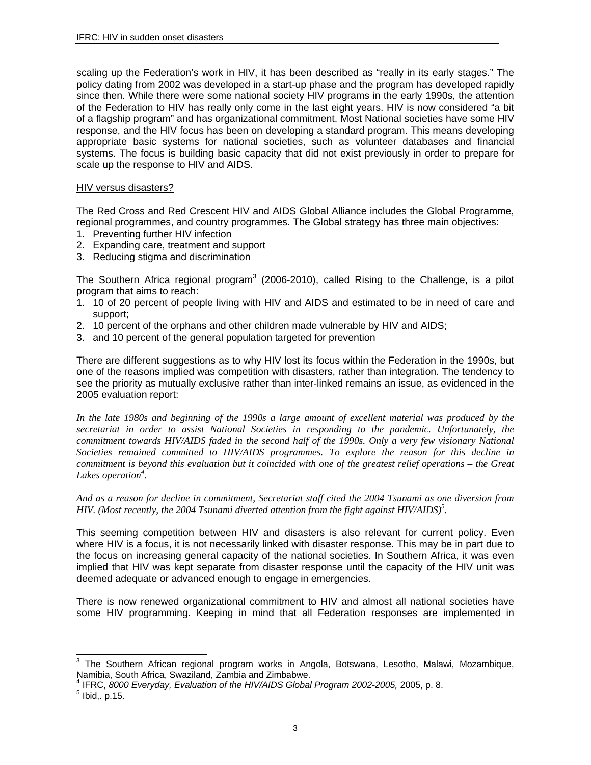scaling up the Federation's work in HIV, it has been described as "really in its early stages." The policy dating from 2002 was developed in a start-up phase and the program has developed rapidly since then. While there were some national society HIV programs in the early 1990s, the attention of the Federation to HIV has really only come in the last eight years. HIV is now considered "a bit of a flagship program" and has organizational commitment. Most National societies have some HIV response, and the HIV focus has been on developing a standard program. This means developing appropriate basic systems for national societies, such as volunteer databases and financial systems. The focus is building basic capacity that did not exist previously in order to prepare for scale up the response to HIV and AIDS.

<u>HIV versus disasters?</u>

The Red Cross and Red Crescent HIV and AIDS Global Alliance includes the Global Programme, regional programmes, and country programmes. The Global strategy has three main objectives:

1. Preventing further HIV infection
2. Expanding care, treatment and support
3. Reducing stigma and discrimination

The Southern Africa regional program[3] (2006-2010), called Rising to the Challenge, is a pilot program that aims to reach:

1. 10 of 20 percent of people living with HIV and AIDS and estimated to be in need of care and support;
2. 10 percent of the orphans and other children made vulnerable by HIV and AIDS;
3. and 10 percent of the general population targeted for prevention

There are different suggestions as to why HIV lost its focus within the Federation in the 1990s, but one of the reasons implied was competition with disasters, rather than integration. The tendency to see the priority as mutually exclusive rather than inter-linked remains an issue, as evidenced in the 2005 evaluation report:

*In the late 1980s and beginning of the 1990s a large amount of excellent material was produced by the secretariat in order to assist National Societies in responding to the pandemic. Unfortunately, the commitment towards HIV/AIDS faded in the second half of the 1990s. Only a very few visionary National Societies remained committed to HIV/AIDS programmes. To explore the reason for this decline in commitment is beyond this evaluation but it coincided with one of the greatest relief operations – the Great Lakes operation*[4].

*And as a reason for decline in commitment, Secretariat staff cited the 2004 Tsunami as one diversion from HIV. (Most recently, the 2004 Tsunami diverted attention from the fight against HIV/AIDS)*[5].

This seeming competition between HIV and disasters is also relevant for current policy. Even where HIV is a focus, it is not necessarily linked with disaster response. This may be in part due to the focus on increasing general capacity of the national societies. In Southern Africa, it was even implied that HIV was kept separate from disaster response until the capacity of the HIV unit was deemed adequate or advanced enough to engage in emergencies.

There is now renewed organizational commitment to HIV and almost all national societies have some HIV programming. Keeping in mind that all Federation responses are implemented in

---

[3] The Southern African regional program works in Angola, Botswana, Lesotho, Malawi, Mozambique, Namibia, South Africa, Swaziland, Zambia and Zimbabwe.

[4] IFRC, *8000 Everyday, Evaluation of the HIV/AIDS Global Program 2002-2005,* 2005, p. 8.

[5] Ibid,. p.15.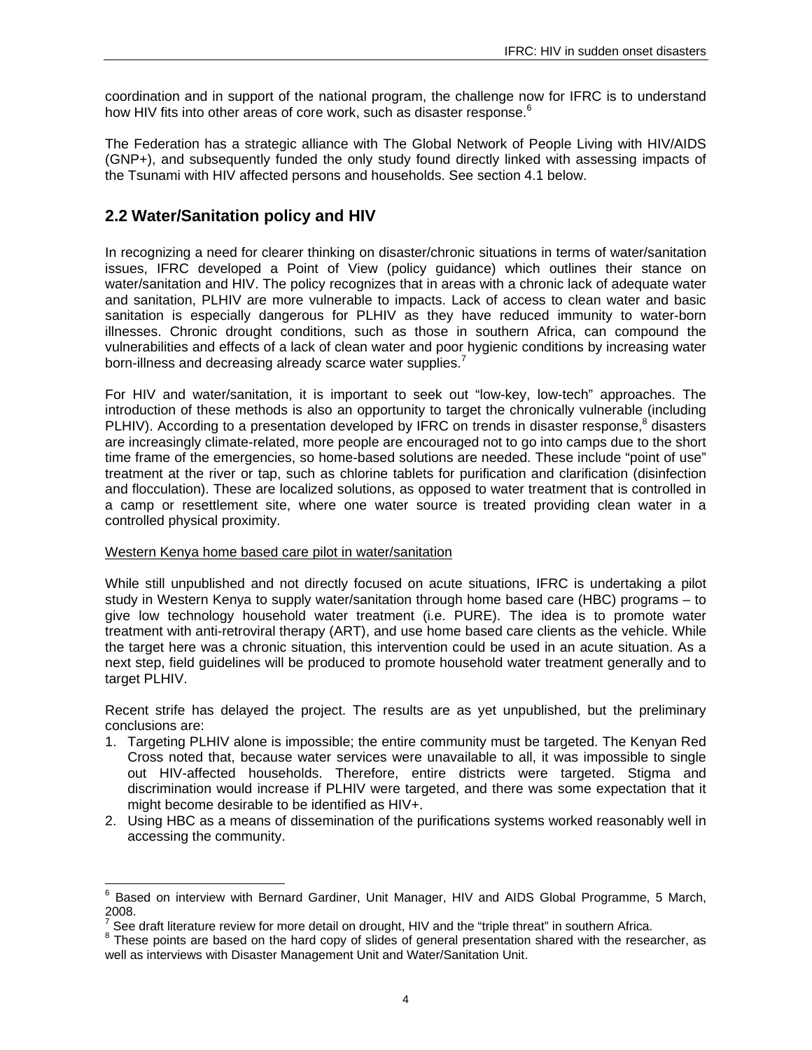coordination and in support of the national program, the challenge now for IFRC is to understand how HIV fits into other areas of core work, such as disaster response.[6]

The Federation has a strategic alliance with The Global Network of People Living with HIV/AIDS (GNP+), and subsequently funded the only study found directly linked with assessing impacts of the Tsunami with HIV affected persons and households. See section 4.1 below.

## 2.2 Water/Sanitation policy and HIV

In recognizing a need for clearer thinking on disaster/chronic situations in terms of water/sanitation issues, IFRC developed a Point of View (policy guidance) which outlines their stance on water/sanitation and HIV. The policy recognizes that in areas with a chronic lack of adequate water and sanitation, PLHIV are more vulnerable to impacts. Lack of access to clean water and basic sanitation is especially dangerous for PLHIV as they have reduced immunity to water-born illnesses. Chronic drought conditions, such as those in southern Africa, can compound the vulnerabilities and effects of a lack of clean water and poor hygienic conditions by increasing water born-illness and decreasing already scarce water supplies.[7]

For HIV and water/sanitation, it is important to seek out "low-key, low-tech" approaches. The introduction of these methods is also an opportunity to target the chronically vulnerable (including PLHIV). According to a presentation developed by IFRC on trends in disaster response,[8] disasters are increasingly climate-related, more people are encouraged not to go into camps due to the short time frame of the emergencies, so home-based solutions are needed. These include "point of use" treatment at the river or tap, such as chlorine tablets for purification and clarification (disinfection and flocculation). These are localized solutions, as opposed to water treatment that is controlled in a camp or resettlement site, where one water source is treated providing clean water in a controlled physical proximity.

<u>Western Kenya home based care pilot in water/sanitation</u>

While still unpublished and not directly focused on acute situations, IFRC is undertaking a pilot study in Western Kenya to supply water/sanitation through home based care (HBC) programs – to give low technology household water treatment (i.e. PURE). The idea is to promote water treatment with anti-retroviral therapy (ART), and use home based care clients as the vehicle. While the target here was a chronic situation, this intervention could be used in an acute situation. As a next step, field guidelines will be produced to promote household water treatment generally and to target PLHIV.

Recent strife has delayed the project. The results are as yet unpublished, but the preliminary conclusions are:

1. Targeting PLHIV alone is impossible; the entire community must be targeted. The Kenyan Red Cross noted that, because water services were unavailable to all, it was impossible to single out HIV-affected households. Therefore, entire districts were targeted. Stigma and discrimination would increase if PLHIV were targeted, and there was some expectation that it might become desirable to be identified as HIV+.
2. Using HBC as a means of dissemination of the purifications systems worked reasonably well in accessing the community.

---

[6] Based on interview with Bernard Gardiner, Unit Manager, HIV and AIDS Global Programme, 5 March, 2008.

[7] See draft literature review for more detail on drought, HIV and the "triple threat" in southern Africa.

[8] These points are based on the hard copy of slides of general presentation shared with the researcher, as well as interviews with Disaster Management Unit and Water/Sanitation Unit.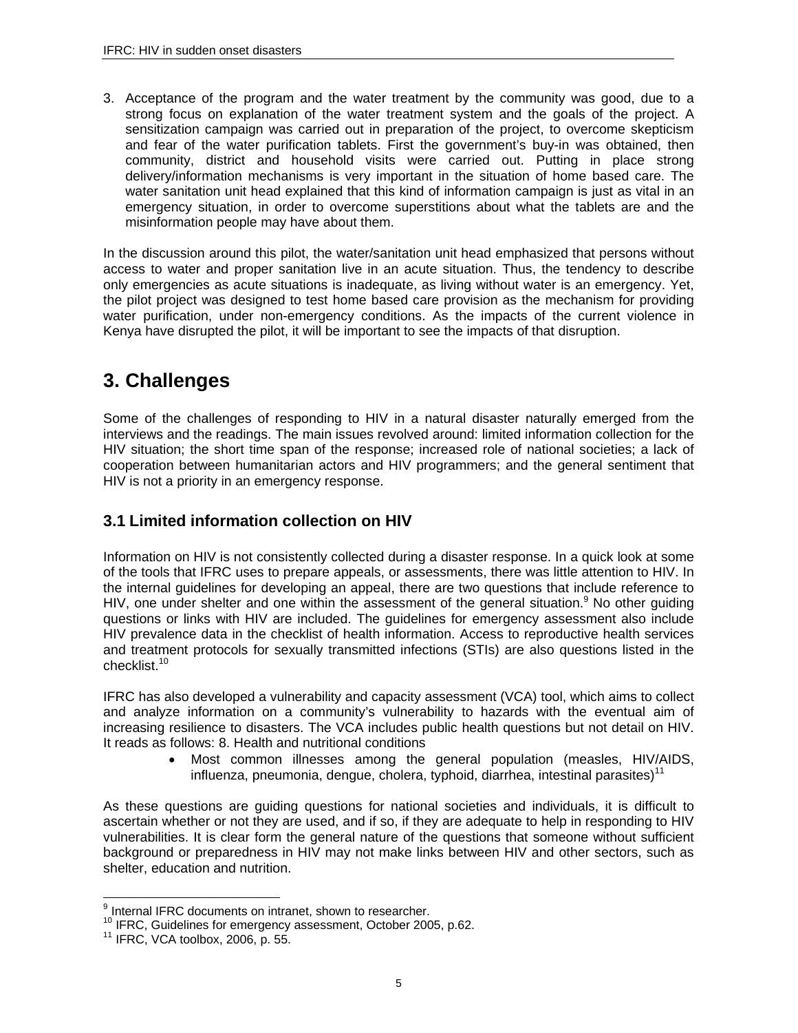3. Acceptance of the program and the water treatment by the community was good, due to a strong focus on explanation of the water treatment system and the goals of the project. A sensitization campaign was carried out in preparation of the project, to overcome skepticism and fear of the water purification tablets. First the government's buy-in was obtained, then community, district and household visits were carried out. Putting in place strong delivery/information mechanisms is very important in the situation of home based care. The water sanitation unit head explained that this kind of information campaign is just as vital in an emergency situation, in order to overcome superstitions about what the tablets are and the misinformation people may have about them.

In the discussion around this pilot, the water/sanitation unit head emphasized that persons without access to water and proper sanitation live in an acute situation. Thus, the tendency to describe only emergencies as acute situations is inadequate, as living without water is an emergency. Yet, the pilot project was designed to test home based care provision as the mechanism for providing water purification, under non-emergency conditions. As the impacts of the current violence in Kenya have disrupted the pilot, it will be important to see the impacts of that disruption.

# 3. Challenges

Some of the challenges of responding to HIV in a natural disaster naturally emerged from the interviews and the readings. The main issues revolved around: limited information collection for the HIV situation; the short time span of the response; increased role of national societies; a lack of cooperation between humanitarian actors and HIV programmers; and the general sentiment that HIV is not a priority in an emergency response.

## 3.1 Limited information collection on HIV

Information on HIV is not consistently collected during a disaster response. In a quick look at some of the tools that IFRC uses to prepare appeals, or assessments, there was little attention to HIV. In the internal guidelines for developing an appeal, there are two questions that include reference to HIV, one under shelter and one within the assessment of the general situation.[9] No other guiding questions or links with HIV are included. The guidelines for emergency assessment also include HIV prevalence data in the checklist of health information. Access to reproductive health services and treatment protocols for sexually transmitted infections (STIs) are also questions listed in the checklist.[10]

IFRC has also developed a vulnerability and capacity assessment (VCA) tool, which aims to collect and analyze information on a community's vulnerability to hazards with the eventual aim of increasing resilience to disasters. The VCA includes public health questions but not detail on HIV. It reads as follows: 8. Health and nutritional conditions

- Most common illnesses among the general population (measles, HIV/AIDS, influenza, pneumonia, dengue, cholera, typhoid, diarrhea, intestinal parasites)[11]

As these questions are guiding questions for national societies and individuals, it is difficult to ascertain whether or not they are used, and if so, if they are adequate to help in responding to HIV vulnerabilities. It is clear form the general nature of the questions that someone without sufficient background or preparedness in HIV may not make links between HIV and other sectors, such as shelter, education and nutrition.

---

[9] Internal IFRC documents on intranet, shown to researcher.

[10] IFRC, Guidelines for emergency assessment, October 2005, p.62.

[11] IFRC, VCA toolbox, 2006, p. 55.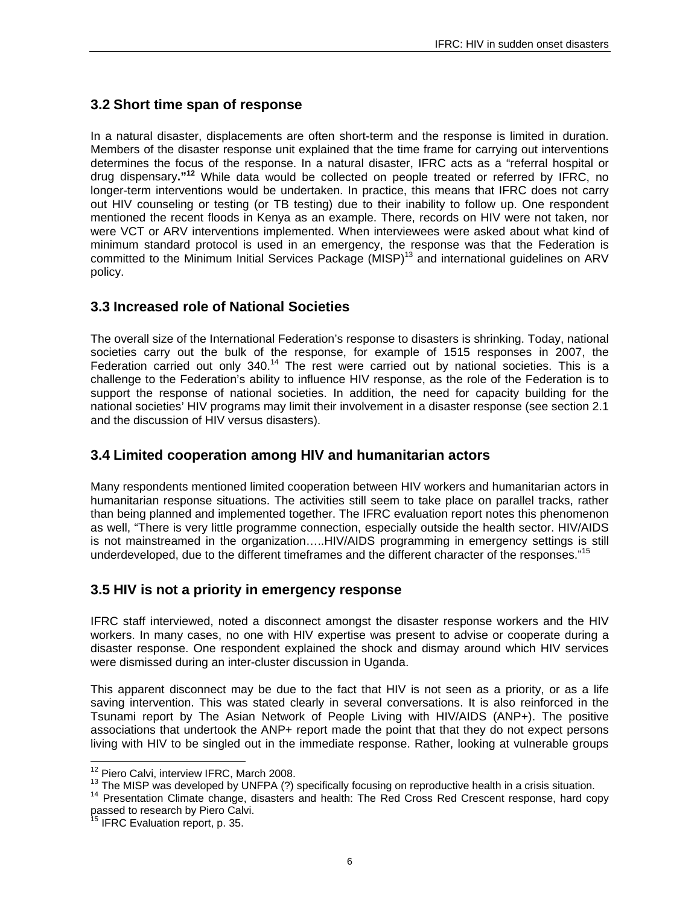## 3.2 Short time span of response

In a natural disaster, displacements are often short-term and the response is limited in duration. Members of the disaster response unit explained that the time frame for carrying out interventions determines the focus of the response. In a natural disaster, IFRC acts as a "referral hospital or drug dispensary**."**[12] While data would be collected on people treated or referred by IFRC, no longer-term interventions would be undertaken. In practice, this means that IFRC does not carry out HIV counseling or testing (or TB testing) due to their inability to follow up. One respondent mentioned the recent floods in Kenya as an example. There, records on HIV were not taken, nor were VCT or ARV interventions implemented. When interviewees were asked about what kind of minimum standard protocol is used in an emergency, the response was that the Federation is committed to the Minimum Initial Services Package (MISP)[13] and international guidelines on ARV policy.

## 3.3 Increased role of National Societies

The overall size of the International Federation's response to disasters is shrinking. Today, national societies carry out the bulk of the response, for example of 1515 responses in 2007, the Federation carried out only 340.[14] The rest were carried out by national societies. This is a challenge to the Federation's ability to influence HIV response, as the role of the Federation is to support the response of national societies. In addition, the need for capacity building for the national societies' HIV programs may limit their involvement in a disaster response (see section 2.1 and the discussion of HIV versus disasters).

## 3.4 Limited cooperation among HIV and humanitarian actors

Many respondents mentioned limited cooperation between HIV workers and humanitarian actors in humanitarian response situations. The activities still seem to take place on parallel tracks, rather than being planned and implemented together. The IFRC evaluation report notes this phenomenon as well, "There is very little programme connection, especially outside the health sector. HIV/AIDS is not mainstreamed in the organization…..HIV/AIDS programming in emergency settings is still underdeveloped, due to the different timeframes and the different character of the responses."[15]

## 3.5 HIV is not a priority in emergency response

IFRC staff interviewed, noted a disconnect amongst the disaster response workers and the HIV workers. In many cases, no one with HIV expertise was present to advise or cooperate during a disaster response. One respondent explained the shock and dismay around which HIV services were dismissed during an inter-cluster discussion in Uganda.

This apparent disconnect may be due to the fact that HIV is not seen as a priority, or as a life saving intervention. This was stated clearly in several conversations. It is also reinforced in the Tsunami report by The Asian Network of People Living with HIV/AIDS (ANP+). The positive associations that undertook the ANP+ report made the point that that they do not expect persons living with HIV to be singled out in the immediate response. Rather, looking at vulnerable groups

[12] Piero Calvi, interview IFRC, March 2008.

[13] The MISP was developed by UNFPA (?) specifically focusing on reproductive health in a crisis situation.

[14] Presentation Climate change, disasters and health: The Red Cross Red Crescent response, hard copy passed to research by Piero Calvi.

[15] IFRC Evaluation report, p. 35.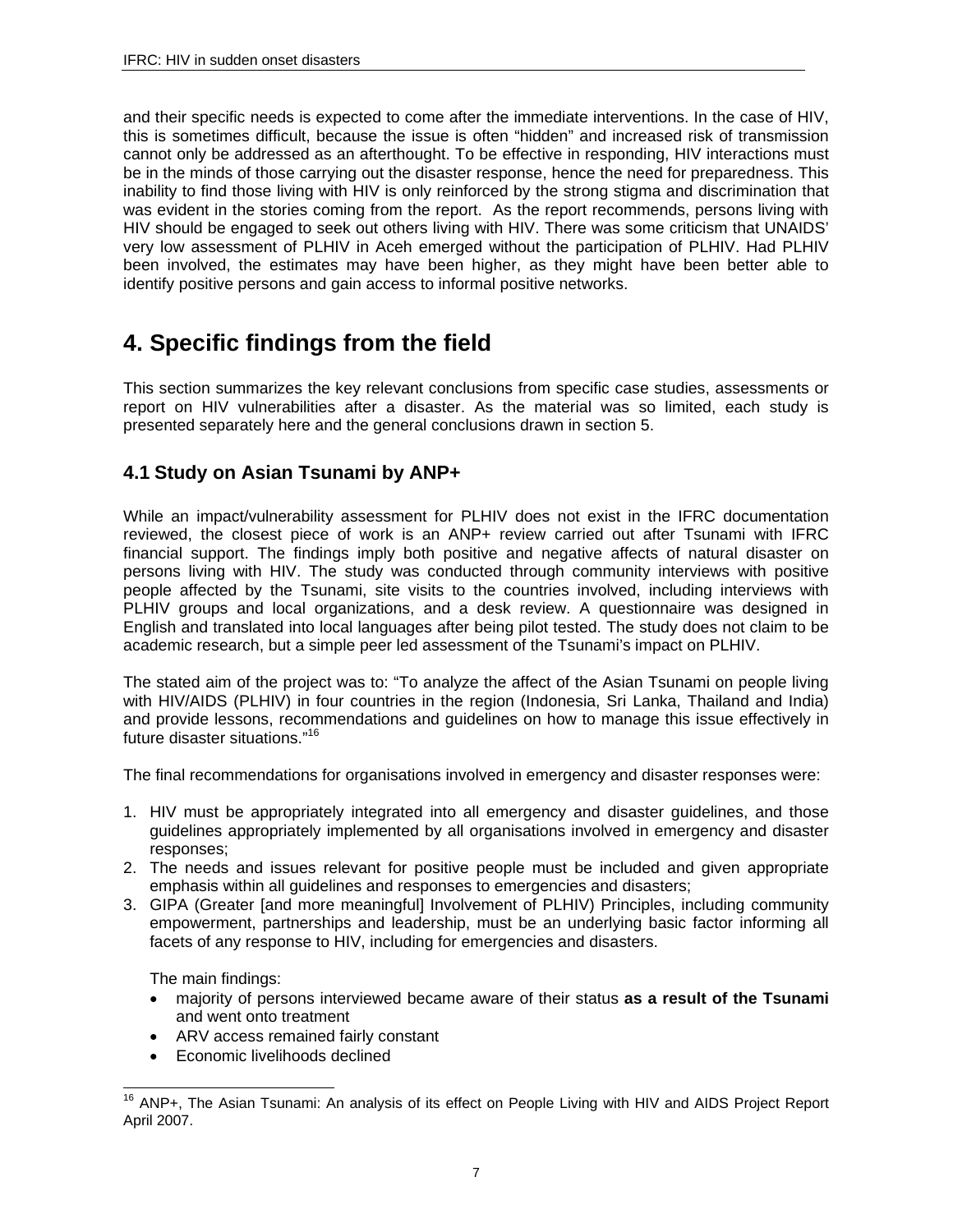and their specific needs is expected to come after the immediate interventions. In the case of HIV, this is sometimes difficult, because the issue is often "hidden" and increased risk of transmission cannot only be addressed as an afterthought. To be effective in responding, HIV interactions must be in the minds of those carrying out the disaster response, hence the need for preparedness. This inability to find those living with HIV is only reinforced by the strong stigma and discrimination that was evident in the stories coming from the report. As the report recommends, persons living with HIV should be engaged to seek out others living with HIV. There was some criticism that UNAIDS' very low assessment of PLHIV in Aceh emerged without the participation of PLHIV. Had PLHIV been involved, the estimates may have been higher, as they might have been better able to identify positive persons and gain access to informal positive networks.

# 4. Specific findings from the field

This section summarizes the key relevant conclusions from specific case studies, assessments or report on HIV vulnerabilities after a disaster. As the material was so limited, each study is presented separately here and the general conclusions drawn in section 5.

## 4.1 Study on Asian Tsunami by ANP+

While an impact/vulnerability assessment for PLHIV does not exist in the IFRC documentation reviewed, the closest piece of work is an ANP+ review carried out after Tsunami with IFRC financial support. The findings imply both positive and negative affects of natural disaster on persons living with HIV. The study was conducted through community interviews with positive people affected by the Tsunami, site visits to the countries involved, including interviews with PLHIV groups and local organizations, and a desk review. A questionnaire was designed in English and translated into local languages after being pilot tested. The study does not claim to be academic research, but a simple peer led assessment of the Tsunami's impact on PLHIV.

The stated aim of the project was to: "To analyze the affect of the Asian Tsunami on people living with HIV/AIDS (PLHIV) in four countries in the region (Indonesia, Sri Lanka, Thailand and India) and provide lessons, recommendations and guidelines on how to manage this issue effectively in future disaster situations."[16]

The final recommendations for organisations involved in emergency and disaster responses were:

1. HIV must be appropriately integrated into all emergency and disaster guidelines, and those guidelines appropriately implemented by all organisations involved in emergency and disaster responses;
2. The needs and issues relevant for positive people must be included and given appropriate emphasis within all guidelines and responses to emergencies and disasters;
3. GIPA (Greater [and more meaningful] Involvement of PLHIV) Principles, including community empowerment, partnerships and leadership, must be an underlying basic factor informing all facets of any response to HIV, including for emergencies and disasters.

   The main findings:

   - majority of persons interviewed became aware of their status **as a result of the Tsunami** and went onto treatment
   - ARV access remained fairly constant
   - Economic livelihoods declined

[16] ANP+, The Asian Tsunami: An analysis of its effect on People Living with HIV and AIDS Project Report April 2007.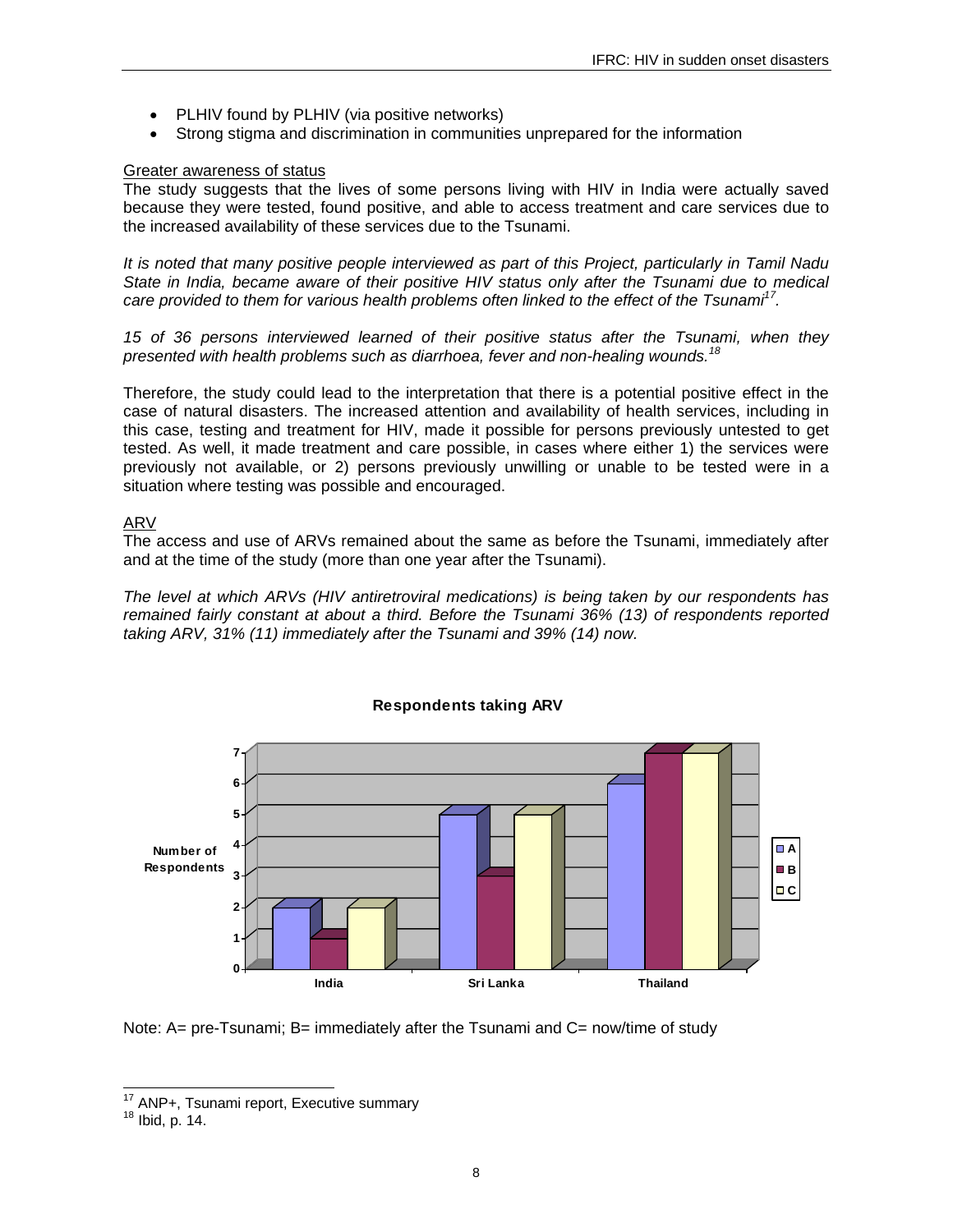- PLHIV found by PLHIV (via positive networks)
- Strong stigma and discrimination in communities unprepared for the information

Greater awareness of status

The study suggests that the lives of some persons living with HIV in India were actually saved because they were tested, found positive, and able to access treatment and care services due to the increased availability of these services due to the Tsunami.

*It is noted that many positive people interviewed as part of this Project, particularly in Tamil Nadu State in India, became aware of their positive HIV status only after the Tsunami due to medical care provided to them for various health problems often linked to the effect of the Tsunami[17].*

*15 of 36 persons interviewed learned of their positive status after the Tsunami, when they presented with health problems such as diarrhoea, fever and non-healing wounds.[18]*

Therefore, the study could lead to the interpretation that there is a potential positive effect in the case of natural disasters. The increased attention and availability of health services, including in this case, testing and treatment for HIV, made it possible for persons previously untested to get tested. As well, it made treatment and care possible, in cases where either 1) the services were previously not available, or 2) persons previously unwilling or unable to be tested were in a situation where testing was possible and encouraged.

ARV

The access and use of ARVs remained about the same as before the Tsunami, immediately after and at the time of the study (more than one year after the Tsunami).

*The level at which ARVs (HIV antiretroviral medications) is being taken by our respondents has remained fairly constant at about a third. Before the Tsunami 36% (13) of respondents reported taking ARV, 31% (11) immediately after the Tsunami and 39% (14) now.*

**Respondents taking ARV**

| | A | B | C |
|---|---|---|---|
| India | 2 | 1 | 2 |
| Sri Lanka | 5 | 3 | 5 |
| Thailand | 6 | 7 | 7 |

Note: A= pre-Tsunami; B= immediately after the Tsunami and C= now/time of study

[17] ANP+, Tsunami report, Executive summary

[18] Ibid, p. 14.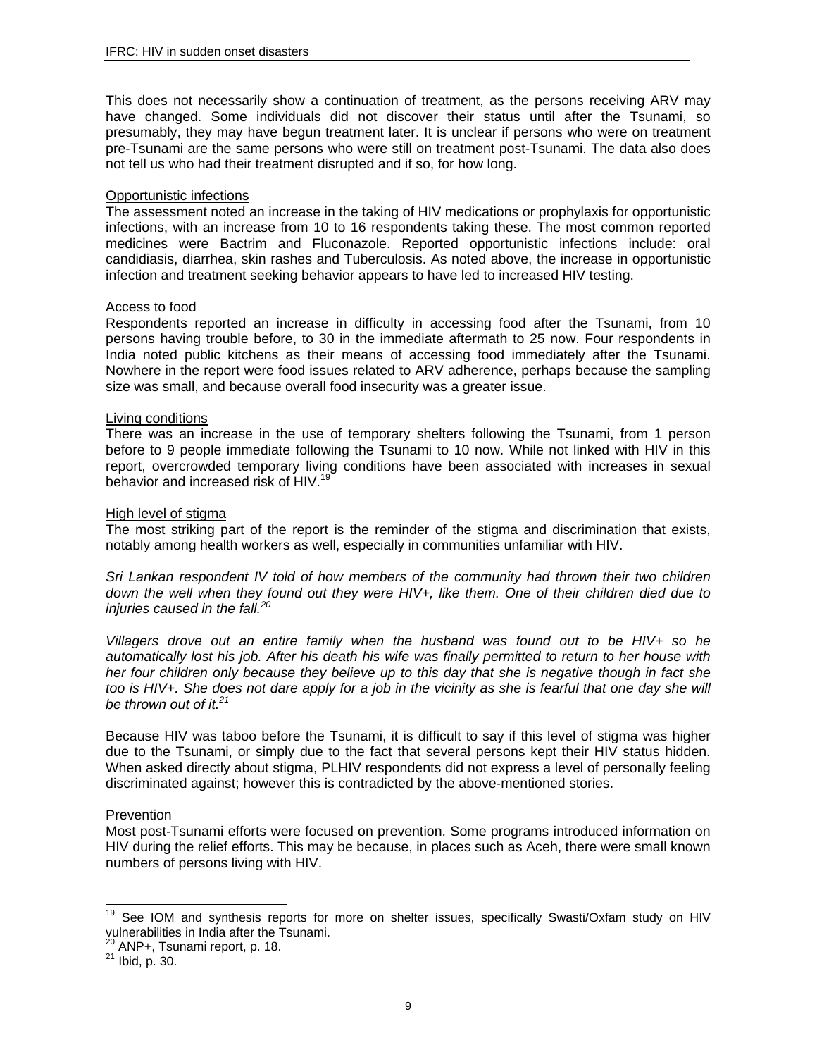This does not necessarily show a continuation of treatment, as the persons receiving ARV may have changed. Some individuals did not discover their status until after the Tsunami, so presumably, they may have begun treatment later. It is unclear if persons who were on treatment pre-Tsunami are the same persons who were still on treatment post-Tsunami. The data also does not tell us who had their treatment disrupted and if so, for how long.

Opportunistic infections

The assessment noted an increase in the taking of HIV medications or prophylaxis for opportunistic infections, with an increase from 10 to 16 respondents taking these. The most common reported medicines were Bactrim and Fluconazole. Reported opportunistic infections include: oral candidiasis, diarrhea, skin rashes and Tuberculosis. As noted above, the increase in opportunistic infection and treatment seeking behavior appears to have led to increased HIV testing.

Access to food

Respondents reported an increase in difficulty in accessing food after the Tsunami, from 10 persons having trouble before, to 30 in the immediate aftermath to 25 now. Four respondents in India noted public kitchens as their means of accessing food immediately after the Tsunami. Nowhere in the report were food issues related to ARV adherence, perhaps because the sampling size was small, and because overall food insecurity was a greater issue.

Living conditions

There was an increase in the use of temporary shelters following the Tsunami, from 1 person before to 9 people immediate following the Tsunami to 10 now. While not linked with HIV in this report, overcrowded temporary living conditions have been associated with increases in sexual behavior and increased risk of HIV.[19]

High level of stigma

The most striking part of the report is the reminder of the stigma and discrimination that exists, notably among health workers as well, especially in communities unfamiliar with HIV.

*Sri Lankan respondent IV told of how members of the community had thrown their two children down the well when they found out they were HIV+, like them. One of their children died due to injuries caused in the fall.*[20]

*Villagers drove out an entire family when the husband was found out to be HIV+ so he automatically lost his job. After his death his wife was finally permitted to return to her house with her four children only because they believe up to this day that she is negative though in fact she too is HIV+. She does not dare apply for a job in the vicinity as she is fearful that one day she will be thrown out of it.*[21]

Because HIV was taboo before the Tsunami, it is difficult to say if this level of stigma was higher due to the Tsunami, or simply due to the fact that several persons kept their HIV status hidden. When asked directly about stigma, PLHIV respondents did not express a level of personally feeling discriminated against; however this is contradicted by the above-mentioned stories.

Prevention

Most post-Tsunami efforts were focused on prevention. Some programs introduced information on HIV during the relief efforts. This may be because, in places such as Aceh, there were small known numbers of persons living with HIV.

---

[19] See IOM and synthesis reports for more on shelter issues, specifically Swasti/Oxfam study on HIV vulnerabilities in India after the Tsunami.

[20] ANP+, Tsunami report, p. 18.

[21] Ibid, p. 30.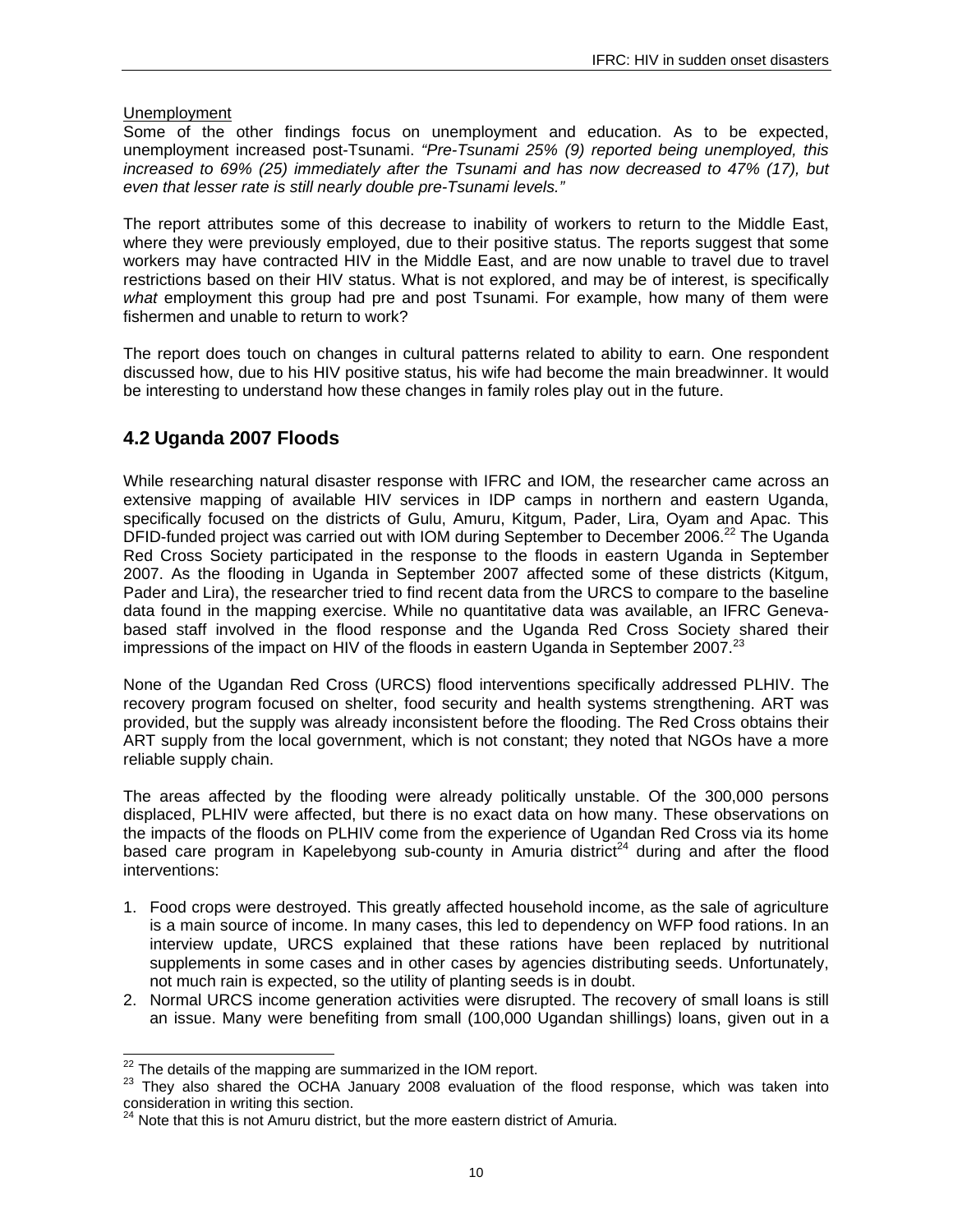Unemployment

Some of the other findings focus on unemployment and education. As to be expected, unemployment increased post-Tsunami. *"Pre-Tsunami 25% (9) reported being unemployed, this increased to 69% (25) immediately after the Tsunami and has now decreased to 47% (17), but even that lesser rate is still nearly double pre-Tsunami levels."*

The report attributes some of this decrease to inability of workers to return to the Middle East, where they were previously employed, due to their positive status. The reports suggest that some workers may have contracted HIV in the Middle East, and are now unable to travel due to travel restrictions based on their HIV status. What is not explored, and may be of interest, is specifically *what* employment this group had pre and post Tsunami. For example, how many of them were fishermen and unable to return to work?

The report does touch on changes in cultural patterns related to ability to earn. One respondent discussed how, due to his HIV positive status, his wife had become the main breadwinner. It would be interesting to understand how these changes in family roles play out in the future.

## 4.2 Uganda 2007 Floods

While researching natural disaster response with IFRC and IOM, the researcher came across an extensive mapping of available HIV services in IDP camps in northern and eastern Uganda, specifically focused on the districts of Gulu, Amuru, Kitgum, Pader, Lira, Oyam and Apac. This DFID-funded project was carried out with IOM during September to December 2006.[22] The Uganda Red Cross Society participated in the response to the floods in eastern Uganda in September 2007. As the flooding in Uganda in September 2007 affected some of these districts (Kitgum, Pader and Lira), the researcher tried to find recent data from the URCS to compare to the baseline data found in the mapping exercise. While no quantitative data was available, an IFRC Geneva-based staff involved in the flood response and the Uganda Red Cross Society shared their impressions of the impact on HIV of the floods in eastern Uganda in September 2007.[23]

None of the Ugandan Red Cross (URCS) flood interventions specifically addressed PLHIV. The recovery program focused on shelter, food security and health systems strengthening. ART was provided, but the supply was already inconsistent before the flooding. The Red Cross obtains their ART supply from the local government, which is not constant; they noted that NGOs have a more reliable supply chain.

The areas affected by the flooding were already politically unstable. Of the 300,000 persons displaced, PLHIV were affected, but there is no exact data on how many. These observations on the impacts of the floods on PLHIV come from the experience of Ugandan Red Cross via its home based care program in Kapelebyong sub-county in Amuria district[24] during and after the flood interventions:

1. Food crops were destroyed. This greatly affected household income, as the sale of agriculture is a main source of income. In many cases, this led to dependency on WFP food rations. In an interview update, URCS explained that these rations have been replaced by nutritional supplements in some cases and in other cases by agencies distributing seeds. Unfortunately, not much rain is expected, so the utility of planting seeds is in doubt.
2. Normal URCS income generation activities were disrupted. The recovery of small loans is still an issue. Many were benefiting from small (100,000 Ugandan shillings) loans, given out in a

---

[22] The details of the mapping are summarized in the IOM report.

[23] They also shared the OCHA January 2008 evaluation of the flood response, which was taken into consideration in writing this section.

[24] Note that this is not Amuru district, but the more eastern district of Amuria.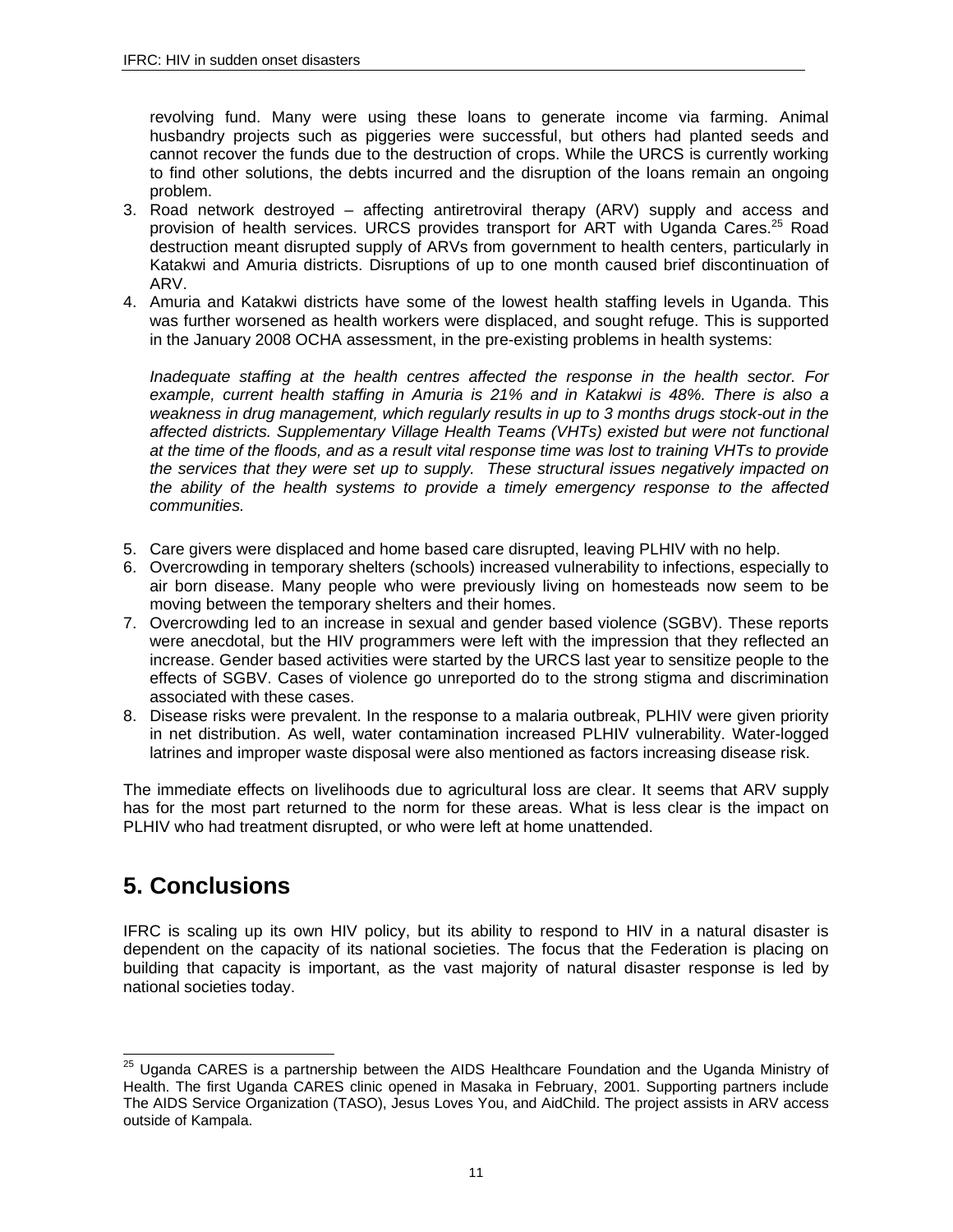revolving fund. Many were using these loans to generate income via farming. Animal husbandry projects such as piggeries were successful, but others had planted seeds and cannot recover the funds due to the destruction of crops. While the URCS is currently working to find other solutions, the debts incurred and the disruption of the loans remain an ongoing problem.

3. Road network destroyed – affecting antiretroviral therapy (ARV) supply and access and provision of health services. URCS provides transport for ART with Uganda Cares.[25] Road destruction meant disrupted supply of ARVs from government to health centers, particularly in Katakwi and Amuria districts. Disruptions of up to one month caused brief discontinuation of ARV.
4. Amuria and Katakwi districts have some of the lowest health staffing levels in Uganda. This was further worsened as health workers were displaced, and sought refuge. This is supported in the January 2008 OCHA assessment, in the pre-existing problems in health systems:

   *Inadequate staffing at the health centres affected the response in the health sector. For example, current health staffing in Amuria is 21% and in Katakwi is 48%. There is also a weakness in drug management, which regularly results in up to 3 months drugs stock-out in the affected districts. Supplementary Village Health Teams (VHTs) existed but were not functional at the time of the floods, and as a result vital response time was lost to training VHTs to provide the services that they were set up to supply. These structural issues negatively impacted on the ability of the health systems to provide a timely emergency response to the affected communities.*

5. Care givers were displaced and home based care disrupted, leaving PLHIV with no help.
6. Overcrowding in temporary shelters (schools) increased vulnerability to infections, especially to air born disease. Many people who were previously living on homesteads now seem to be moving between the temporary shelters and their homes.
7. Overcrowding led to an increase in sexual and gender based violence (SGBV). These reports were anecdotal, but the HIV programmers were left with the impression that they reflected an increase. Gender based activities were started by the URCS last year to sensitize people to the effects of SGBV. Cases of violence go unreported do to the strong stigma and discrimination associated with these cases.
8. Disease risks were prevalent. In the response to a malaria outbreak, PLHIV were given priority in net distribution. As well, water contamination increased PLHIV vulnerability. Water-logged latrines and improper waste disposal were also mentioned as factors increasing disease risk.

The immediate effects on livelihoods due to agricultural loss are clear. It seems that ARV supply has for the most part returned to the norm for these areas. What is less clear is the impact on PLHIV who had treatment disrupted, or who were left at home unattended.

# 5. Conclusions

IFRC is scaling up its own HIV policy, but its ability to respond to HIV in a natural disaster is dependent on the capacity of its national societies. The focus that the Federation is placing on building that capacity is important, as the vast majority of natural disaster response is led by national societies today.

[25] Uganda CARES is a partnership between the AIDS Healthcare Foundation and the Uganda Ministry of Health. The first Uganda CARES clinic opened in Masaka in February, 2001. Supporting partners include The AIDS Service Organization (TASO), Jesus Loves You, and AidChild. The project assists in ARV access outside of Kampala.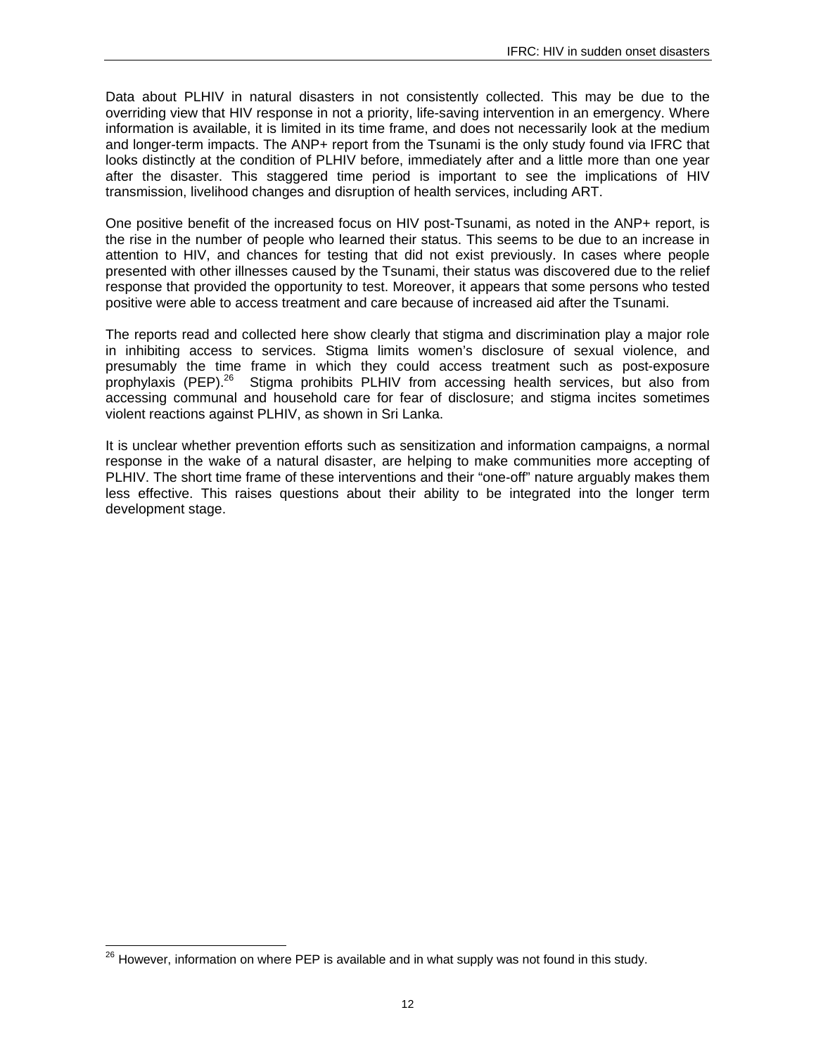Data about PLHIV in natural disasters in not consistently collected. This may be due to the overriding view that HIV response in not a priority, life-saving intervention in an emergency. Where information is available, it is limited in its time frame, and does not necessarily look at the medium and longer-term impacts. The ANP+ report from the Tsunami is the only study found via IFRC that looks distinctly at the condition of PLHIV before, immediately after and a little more than one year after the disaster. This staggered time period is important to see the implications of HIV transmission, livelihood changes and disruption of health services, including ART.

One positive benefit of the increased focus on HIV post-Tsunami, as noted in the ANP+ report, is the rise in the number of people who learned their status. This seems to be due to an increase in attention to HIV, and chances for testing that did not exist previously. In cases where people presented with other illnesses caused by the Tsunami, their status was discovered due to the relief response that provided the opportunity to test. Moreover, it appears that some persons who tested positive were able to access treatment and care because of increased aid after the Tsunami.

The reports read and collected here show clearly that stigma and discrimination play a major role in inhibiting access to services. Stigma limits women's disclosure of sexual violence, and presumably the time frame in which they could access treatment such as post-exposure prophylaxis (PEP).[26] Stigma prohibits PLHIV from accessing health services, but also from accessing communal and household care for fear of disclosure; and stigma incites sometimes violent reactions against PLHIV, as shown in Sri Lanka.

It is unclear whether prevention efforts such as sensitization and information campaigns, a normal response in the wake of a natural disaster, are helping to make communities more accepting of PLHIV. The short time frame of these interventions and their "one-off" nature arguably makes them less effective. This raises questions about their ability to be integrated into the longer term development stage.

---

[26] However, information on where PEP is available and in what supply was not found in this study.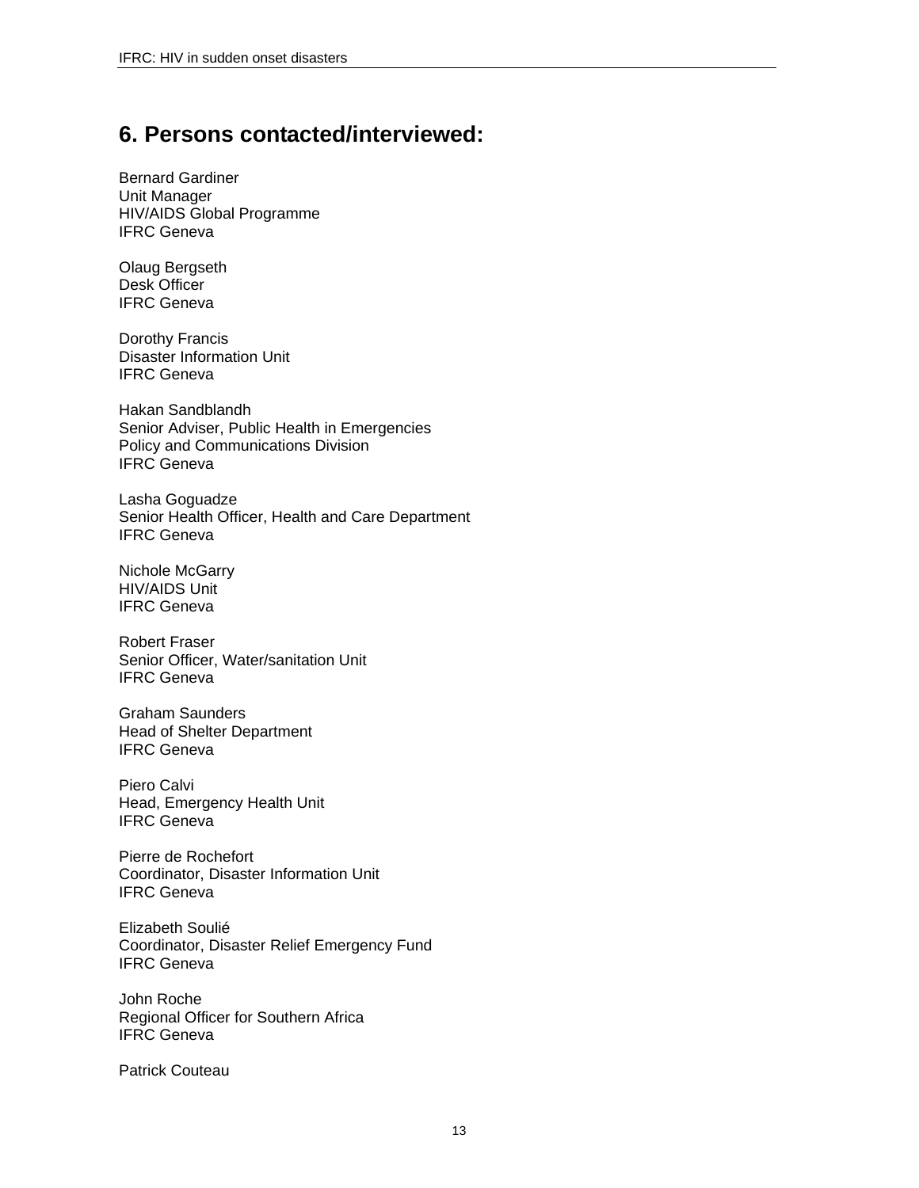## 6. Persons contacted/interviewed:

Bernard Gardiner
Unit Manager
HIV/AIDS Global Programme
IFRC Geneva

Olaug Bergseth
Desk Officer
IFRC Geneva

Dorothy Francis
Disaster Information Unit
IFRC Geneva

Hakan Sandblandh
Senior Adviser, Public Health in Emergencies
Policy and Communications Division
IFRC Geneva

Lasha Goguadze
Senior Health Officer, Health and Care Department
IFRC Geneva

Nichole McGarry
HIV/AIDS Unit
IFRC Geneva

Robert Fraser
Senior Officer, Water/sanitation Unit
IFRC Geneva

Graham Saunders
Head of Shelter Department
IFRC Geneva

Piero Calvi
Head, Emergency Health Unit
IFRC Geneva

Pierre de Rochefort
Coordinator, Disaster Information Unit
IFRC Geneva

Elizabeth Soulié
Coordinator, Disaster Relief Emergency Fund
IFRC Geneva

John Roche
Regional Officer for Southern Africa
IFRC Geneva

Patrick Couteau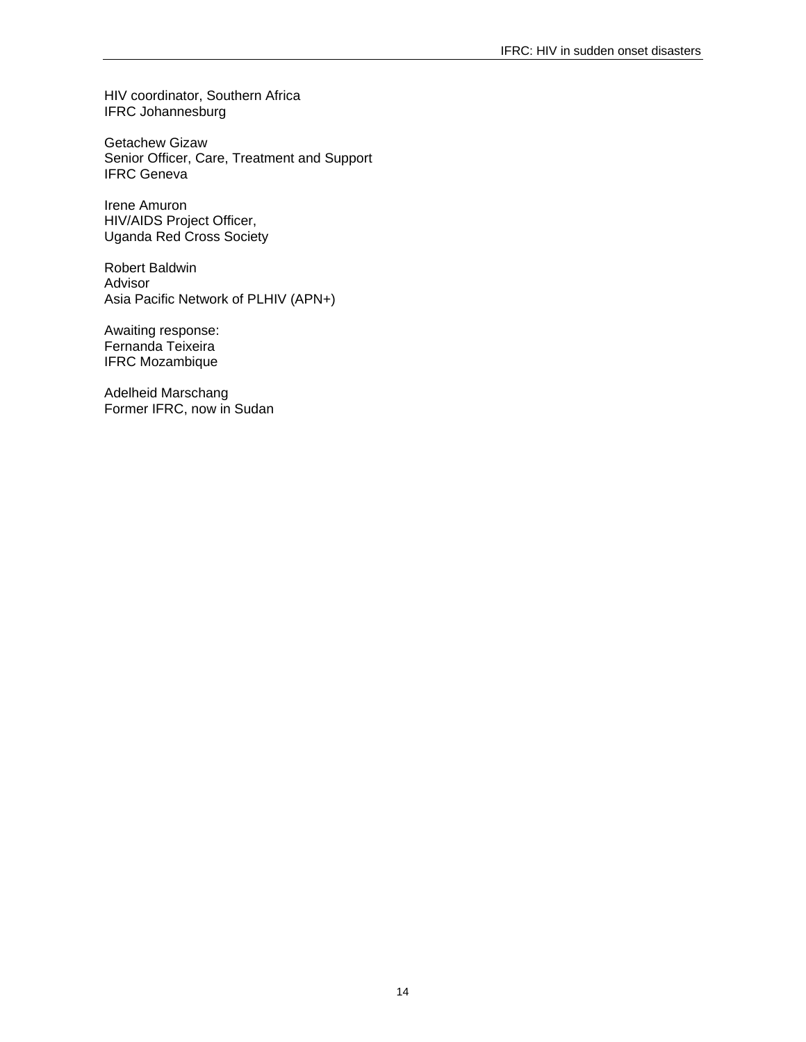HIV coordinator, Southern Africa
IFRC Johannesburg

Getachew Gizaw
Senior Officer, Care, Treatment and Support
IFRC Geneva

Irene Amuron
HIV/AIDS Project Officer,
Uganda Red Cross Society

Robert Baldwin
Advisor
Asia Pacific Network of PLHIV (APN+)

Awaiting response:
Fernanda Teixeira
IFRC Mozambique

Adelheid Marschang
Former IFRC, now in Sudan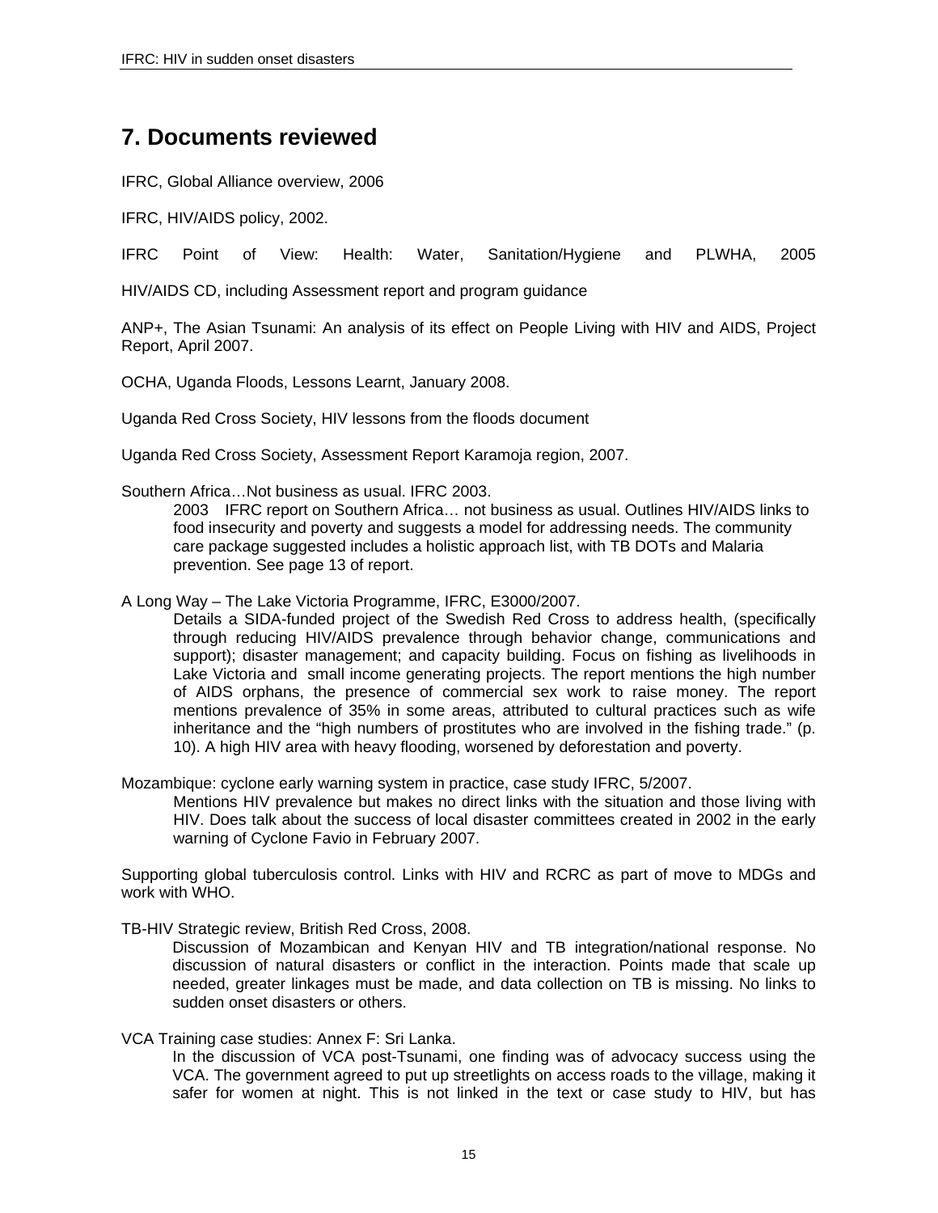## 7. Documents reviewed

IFRC, Global Alliance overview, 2006

IFRC, HIV/AIDS policy, 2002.

IFRC Point of View: Health: Water, Sanitation/Hygiene and PLWHA, 2005

HIV/AIDS CD, including Assessment report and program guidance

ANP+, The Asian Tsunami: An analysis of its effect on People Living with HIV and AIDS, Project Report, April 2007.

OCHA, Uganda Floods, Lessons Learnt, January 2008.

Uganda Red Cross Society, HIV lessons from the floods document

Uganda Red Cross Society, Assessment Report Karamoja region, 2007.

Southern Africa…Not business as usual. IFRC 2003.

> 2003 IFRC report on Southern Africa… not business as usual. Outlines HIV/AIDS links to food insecurity and poverty and suggests a model for addressing needs. The community care package suggested includes a holistic approach list, with TB DOTs and Malaria prevention. See page 13 of report.

A Long Way – The Lake Victoria Programme, IFRC, E3000/2007.

> Details a SIDA-funded project of the Swedish Red Cross to address health, (specifically through reducing HIV/AIDS prevalence through behavior change, communications and support); disaster management; and capacity building. Focus on fishing as livelihoods in Lake Victoria and small income generating projects. The report mentions the high number of AIDS orphans, the presence of commercial sex work to raise money. The report mentions prevalence of 35% in some areas, attributed to cultural practices such as wife inheritance and the "high numbers of prostitutes who are involved in the fishing trade." (p. 10). A high HIV area with heavy flooding, worsened by deforestation and poverty.

Mozambique: cyclone early warning system in practice, case study IFRC, 5/2007.

> Mentions HIV prevalence but makes no direct links with the situation and those living with HIV. Does talk about the success of local disaster committees created in 2002 in the early warning of Cyclone Favio in February 2007.

Supporting global tuberculosis control. Links with HIV and RCRC as part of move to MDGs and work with WHO.

TB-HIV Strategic review, British Red Cross, 2008.

> Discussion of Mozambican and Kenyan HIV and TB integration/national response. No discussion of natural disasters or conflict in the interaction. Points made that scale up needed, greater linkages must be made, and data collection on TB is missing. No links to sudden onset disasters or others.

VCA Training case studies: Annex F: Sri Lanka.

> In the discussion of VCA post-Tsunami, one finding was of advocacy success using the VCA. The government agreed to put up streetlights on access roads to the village, making it safer for women at night. This is not linked in the text or case study to HIV, but has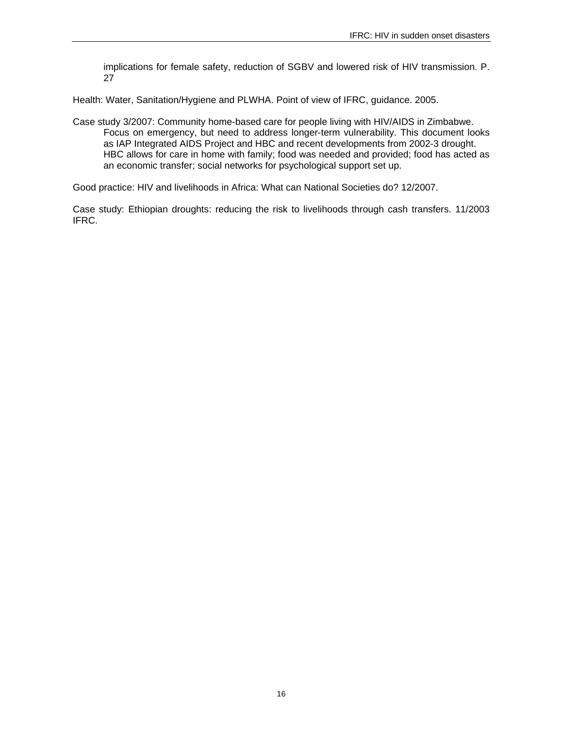implications for female safety, reduction of SGBV and lowered risk of HIV transmission. P. 27

Health: Water, Sanitation/Hygiene and PLWHA. Point of view of IFRC, guidance. 2005.

Case study 3/2007: Community home-based care for people living with HIV/AIDS in Zimbabwe. Focus on emergency, but need to address longer-term vulnerability. This document looks as IAP Integrated AIDS Project and HBC and recent developments from 2002-3 drought. HBC allows for care in home with family; food was needed and provided; food has acted as an economic transfer; social networks for psychological support set up.

Good practice: HIV and livelihoods in Africa: What can National Societies do? 12/2007.

Case study: Ethiopian droughts: reducing the risk to livelihoods through cash transfers. 11/2003 IFRC.